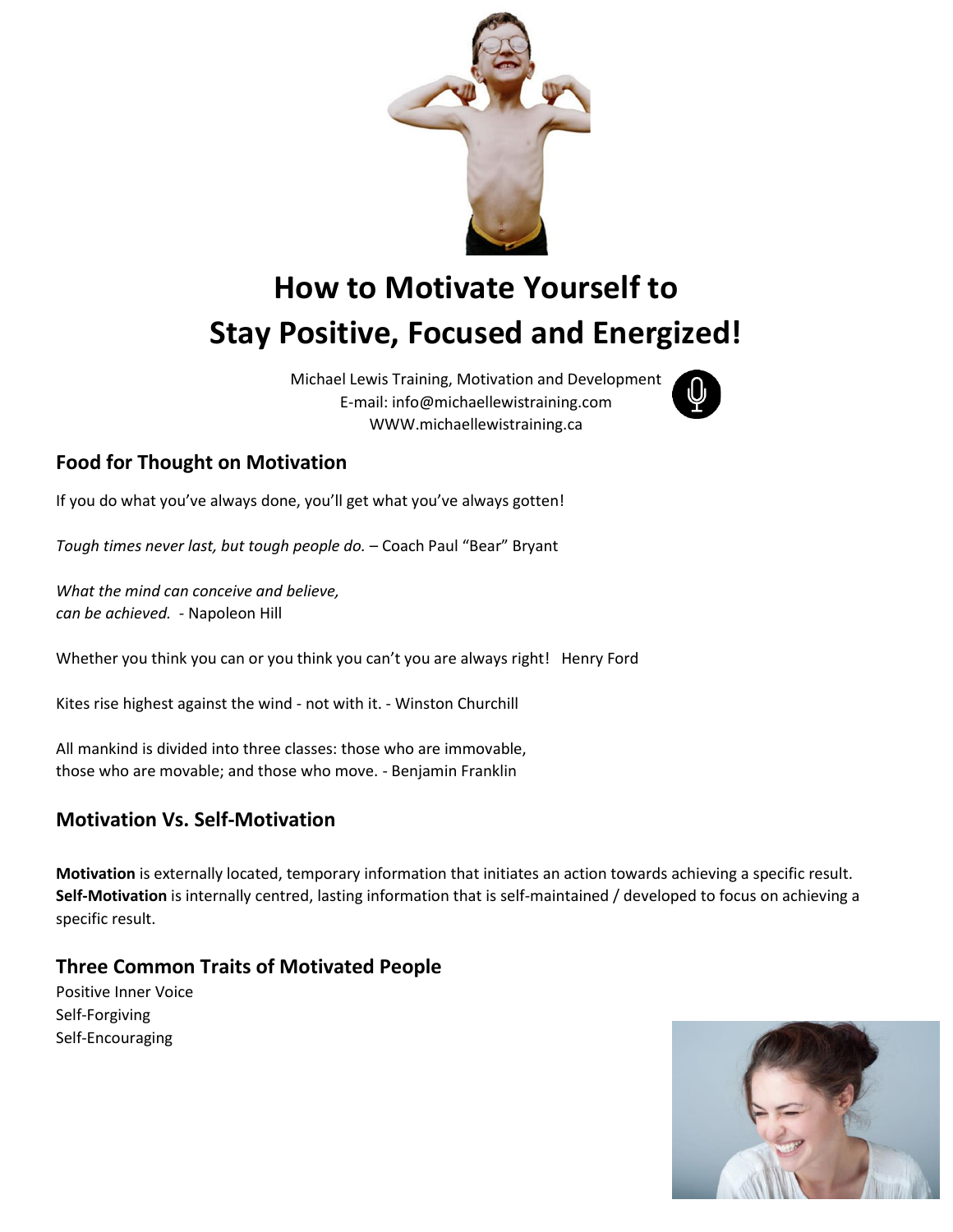# How to Motivate Yourself to Stay Positive, Focused and Energized!

Michael Lewis Training, Motivation and Development
E-mail: info@michaellewistraining.com
WWW.michaellewistraining.ca

## Food for Thought on Motivation

If you do what you've always done, you'll get what you've always gotten!

*Tough times never last, but tough people do.* – Coach Paul "Bear" Bryant

*What the mind can conceive and believe,*
*can be achieved.* - Napoleon Hill

Whether you think you can or you think you can't you are always right! Henry Ford

Kites rise highest against the wind - not with it. - Winston Churchill

All mankind is divided into three classes: those who are immovable,
those who are movable; and those who move. - Benjamin Franklin

## Motivation Vs. Self-Motivation

**Motivation** is externally located, temporary information that initiates an action towards achieving a specific result.
**Self-Motivation** is internally centred, lasting information that is self-maintained / developed to focus on achieving a specific result.

## Three Common Traits of Motivated People

Positive Inner Voice
Self-Forgiving
Self-Encouraging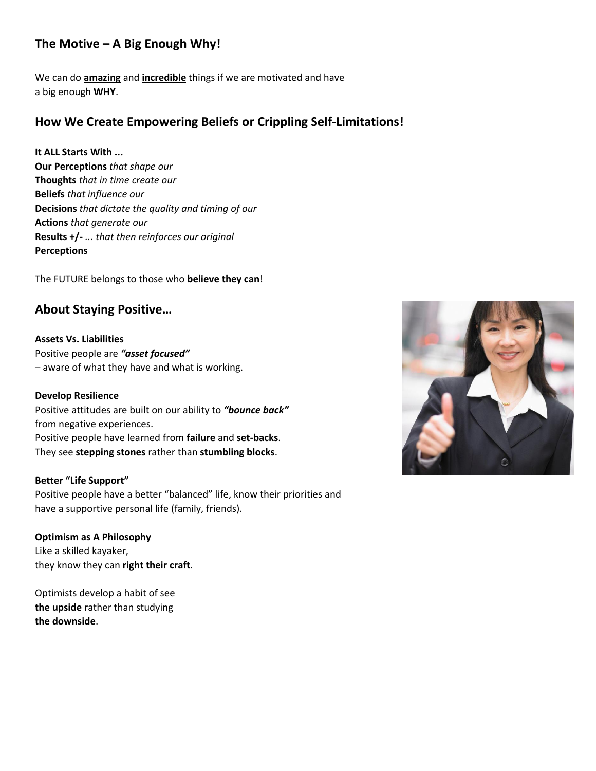## The Motive – A Big Enough <u>Why</u>!

We can do **<u>amazing</u>** and **<u>incredible</u>** things if we are motivated and have a big enough **WHY**.

## How We Create Empowering Beliefs or Crippling Self-Limitations!

**It <u>ALL</u> Starts With ...**
**Our Perceptions** *that shape our*
**Thoughts** *that in time create our*
**Beliefs** *that influence our*
**Decisions** *that dictate the quality and timing of our*
**Actions** *that generate our*
**Results +/-** *... that then reinforces our original*
**Perceptions**

The FUTURE belongs to those who **believe they can**!

## About Staying Positive…

**Assets Vs. Liabilities**
Positive people are ***"asset focused"***
– aware of what they have and what is working.

**Develop Resilience**
Positive attitudes are built on our ability to ***"bounce back"*** from negative experiences.
Positive people have learned from **failure** and **set-backs**.
They see **stepping stones** rather than **stumbling blocks**.

**Better "Life Support"**
Positive people have a better "balanced" life, know their priorities and have a supportive personal life (family, friends).

**Optimism as A Philosophy**
Like a skilled kayaker,
they know they can **right their craft**.

Optimists develop a habit of see **the upside** rather than studying **the downside**.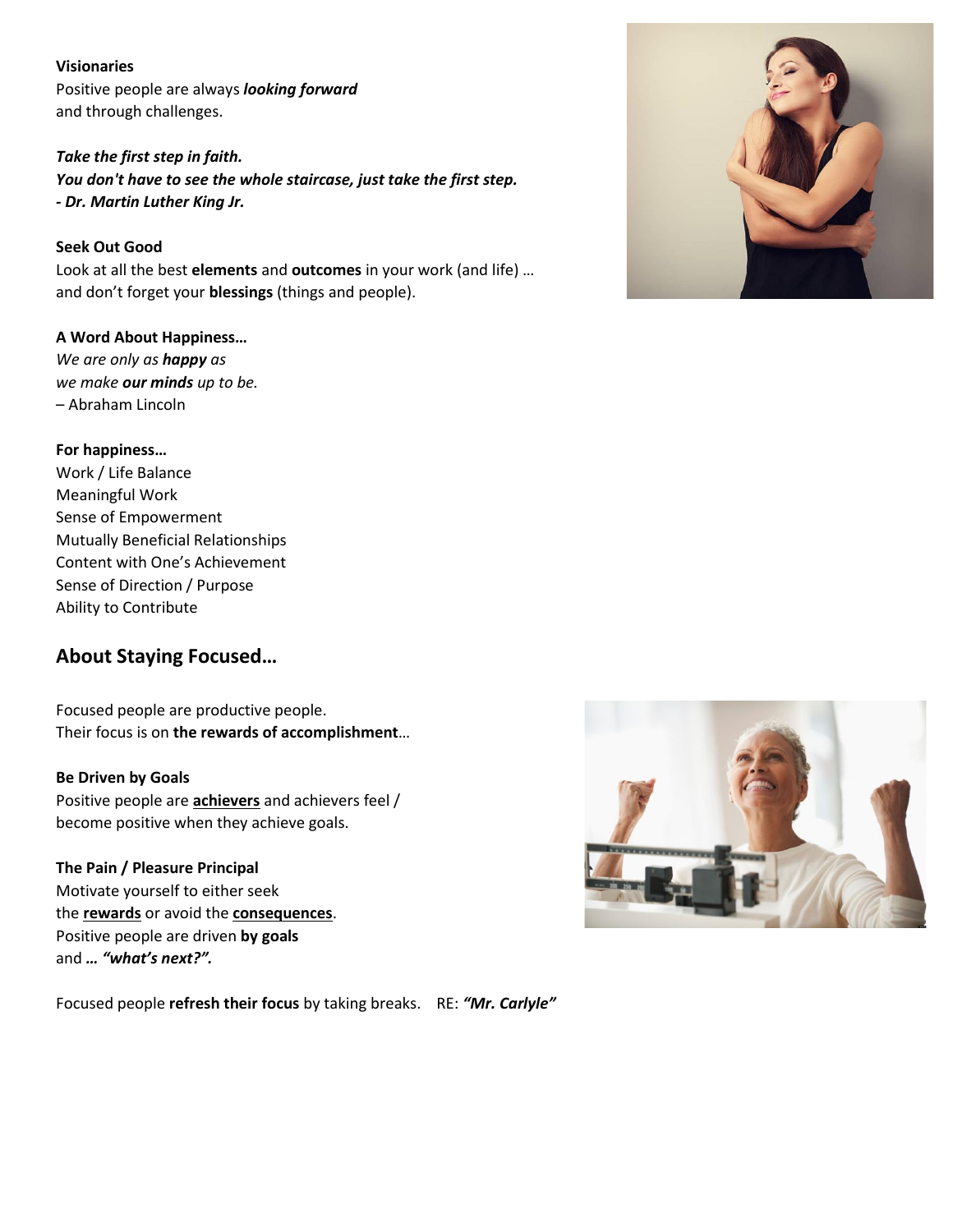**Visionaries**
Positive people are always ***looking forward***
and through challenges.

***Take the first step in faith.***
***You don't have to see the whole staircase, just take the first step.***
***- Dr. Martin Luther King Jr.***

**Seek Out Good**
Look at all the best **elements** and **outcomes** in your work (and life) …
and don't forget your **blessings** (things and people).

**A Word About Happiness…**
*We are only as **happy** as*
*we make **our minds** up to be.*
– Abraham Lincoln

**For happiness…**
Work / Life Balance
Meaningful Work
Sense of Empowerment
Mutually Beneficial Relationships
Content with One's Achievement
Sense of Direction / Purpose
Ability to Contribute

## About Staying Focused…

Focused people are productive people.
Their focus is on **the rewards of accomplishment**…

**Be Driven by Goals**
Positive people are <u>**achievers**</u> and achievers feel /
become positive when they achieve goals.

**The Pain / Pleasure Principal**
Motivate yourself to either seek
the <u>**rewards**</u> or avoid the <u>**consequences**</u>.
Positive people are driven **by goals**
and ***… "what's next?".***

Focused people **refresh their focus** by taking breaks. RE: ***"Mr. Carlyle"***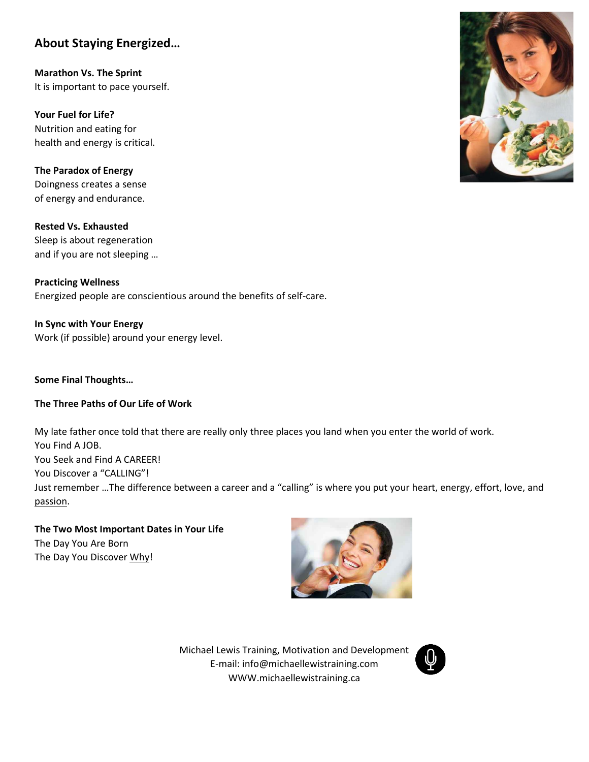## About Staying Energized…

**Marathon Vs. The Sprint**
It is important to pace yourself.

**Your Fuel for Life?**
Nutrition and eating for health and energy is critical.

**The Paradox of Energy**
Doingness creates a sense of energy and endurance.

**Rested Vs. Exhausted**
Sleep is about regeneration and if you are not sleeping …

**Practicing Wellness**
Energized people are conscientious around the benefits of self-care.

**In Sync with Your Energy**
Work (if possible) around your energy level.

**Some Final Thoughts…**

**The Three Paths of Our Life of Work**

My late father once told that there are really only three places you land when you enter the world of work.
You Find A JOB.
You Seek and Find A CAREER!
You Discover a "CALLING"!
Just remember …The difference between a career and a "calling" is where you put your heart, energy, effort, love, and passion.

**The Two Most Important Dates in Your Life**
The Day You Are Born
The Day You Discover Why!

Michael Lewis Training, Motivation and Development
E-mail: info@michaellewistraining.com
WWW.michaellewistraining.ca